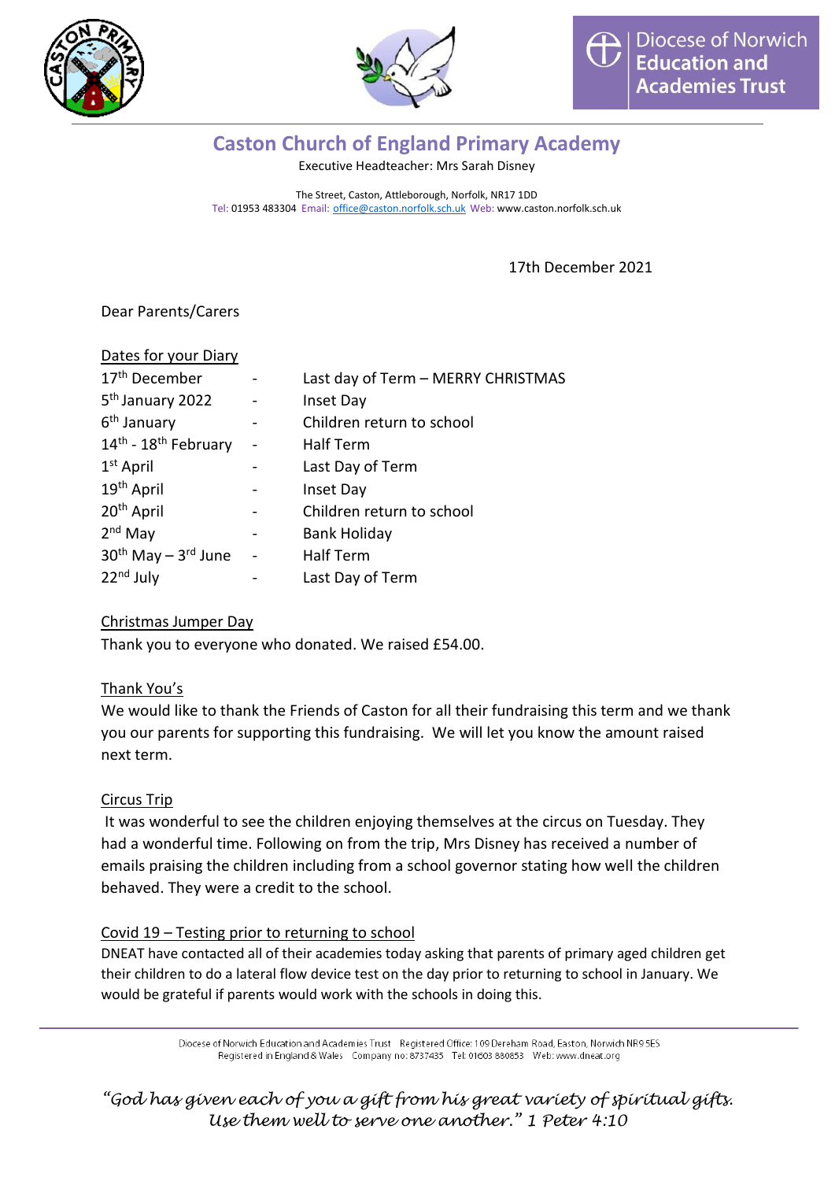Diocese of Norwich Education and Academies Trust

# Caston Church of England Primary Academy

Executive Headteacher: Mrs Sarah Disney

The Street, Caston, Attleborough, Norfolk, NR17 1DD
Tel: 01953 483304 Email: office@caston.norfolk.sch.uk Web: www.caston.norfolk.sch.uk

17th December 2021

Dear Parents/Carers

**Dates for your Diary**

| | | |
|---|---|---|
| 17th December | - | Last day of Term – MERRY CHRISTMAS |
| 5th January 2022 | - | Inset Day |
| 6th January | - | Children return to school |
| 14th - 18th February | - | Half Term |
| 1st April | - | Last Day of Term |
| 19th April | - | Inset Day |
| 20th April | - | Children return to school |
| 2nd May | - | Bank Holiday |
| 30th May – 3rd June | - | Half Term |
| 22nd July | - | Last Day of Term |

**Christmas Jumper Day**

Thank you to everyone who donated. We raised £54.00.

**Thank You's**

We would like to thank the Friends of Caston for all their fundraising this term and we thank you our parents for supporting this fundraising. We will let you know the amount raised next term.

**Circus Trip**

It was wonderful to see the children enjoying themselves at the circus on Tuesday. They had a wonderful time. Following on from the trip, Mrs Disney has received a number of emails praising the children including from a school governor stating how well the children behaved. They were a credit to the school.

**Covid 19 – Testing prior to returning to school**

DNEAT have contacted all of their academies today asking that parents of primary aged children get their children to do a lateral flow device test on the day prior to returning to school in January. We would be grateful if parents would work with the schools in doing this.

Diocese of Norwich Education and Academies Trust Registered Office: 109 Dereham Road, Easton, Norwich NR9 5ES
Registered in England & Wales Company no: 8737435 Tel: 01603 880853 Web: www.dneat.org

*"God has given each of you a gift from his great variety of spiritual gifts. Use them well to serve one another." 1 Peter 4:10*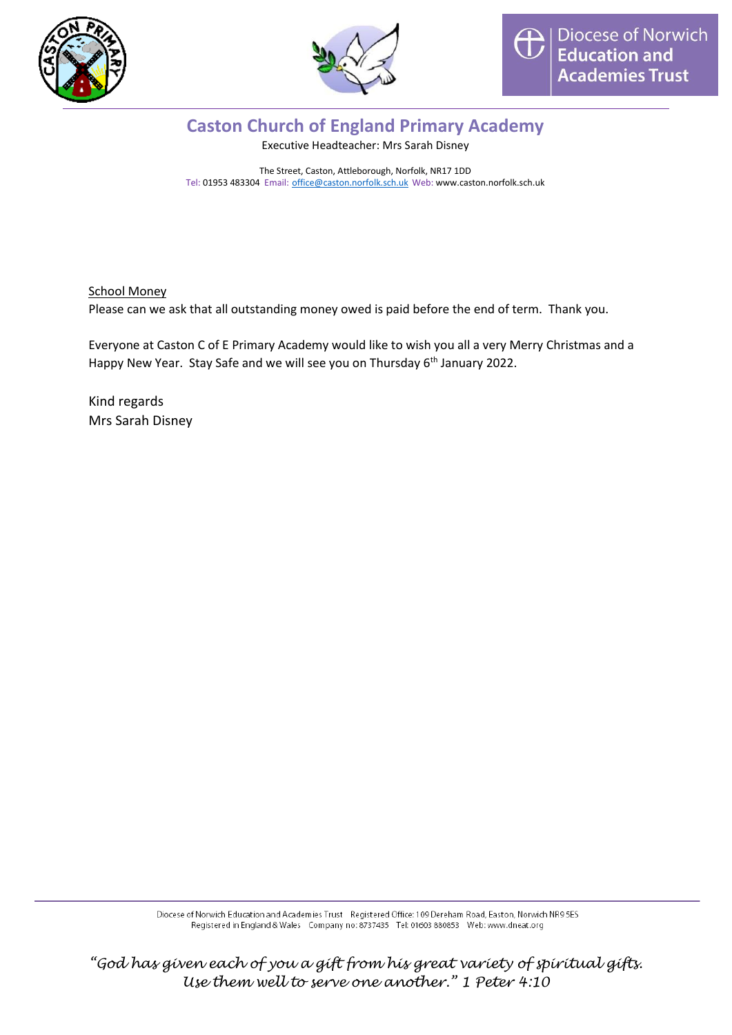# Caston Church of England Primary Academy

Executive Headteacher: Mrs Sarah Disney

The Street, Caston, Attleborough, Norfolk, NR17 1DD
Tel: 01953 483304 Email: office@caston.norfolk.sch.uk Web: www.caston.norfolk.sch.uk

School Money

Please can we ask that all outstanding money owed is paid before the end of term. Thank you.

Everyone at Caston C of E Primary Academy would like to wish you all a very Merry Christmas and a Happy New Year. Stay Safe and we will see you on Thursday 6th January 2022.

Kind regards
Mrs Sarah Disney

Diocese of Norwich Education and Academies Trust Registered Office: 109 Dereham Road, Easton, Norwich NR9 5ES
Registered in England & Wales Company no: 8737435 Tel: 01603 880853 Web: www.dneat.org

*"God has given each of you a gift from his great variety of spiritual gifts. Use them well to serve one another." 1 Peter 4:10*